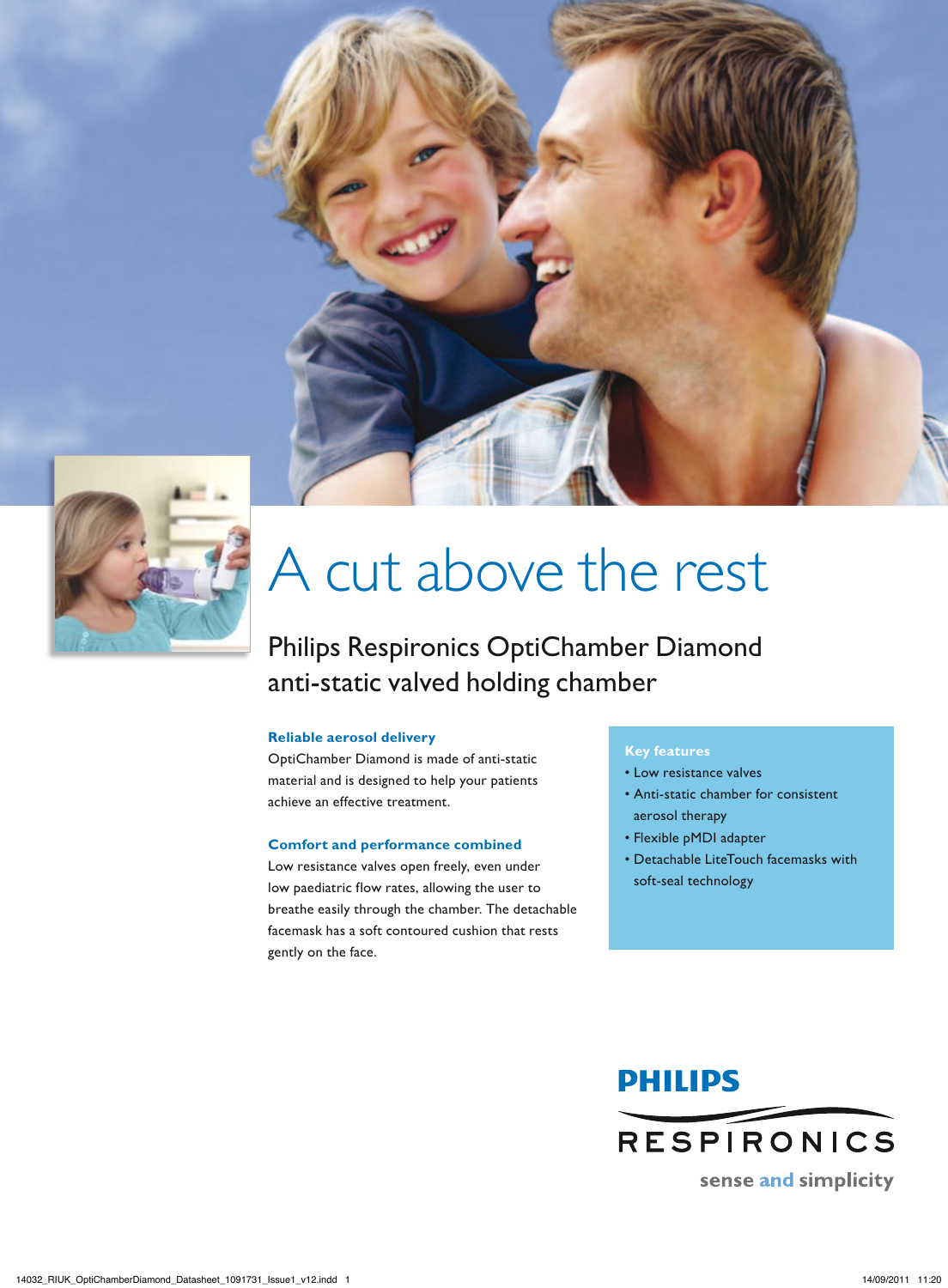# A cut above the rest

## Philips Respironics OptiChamber Diamond anti-static valved holding chamber

### Reliable aerosol delivery

OptiChamber Diamond is made of anti-static material and is designed to help your patients achieve an effective treatment.

### Comfort and performance combined

Low resistance valves open freely, even under low paediatric flow rates, allowing the user to breathe easily through the chamber. The detachable facemask has a soft contoured cushion that rests gently on the face.

### Key features

- Low resistance valves
- Anti-static chamber for consistent aerosol therapy
- Flexible pMDI adapter
- Detachable LiteTouch facemasks with soft-seal technology

PHILIPS RESPIRONICS

sense and simplicity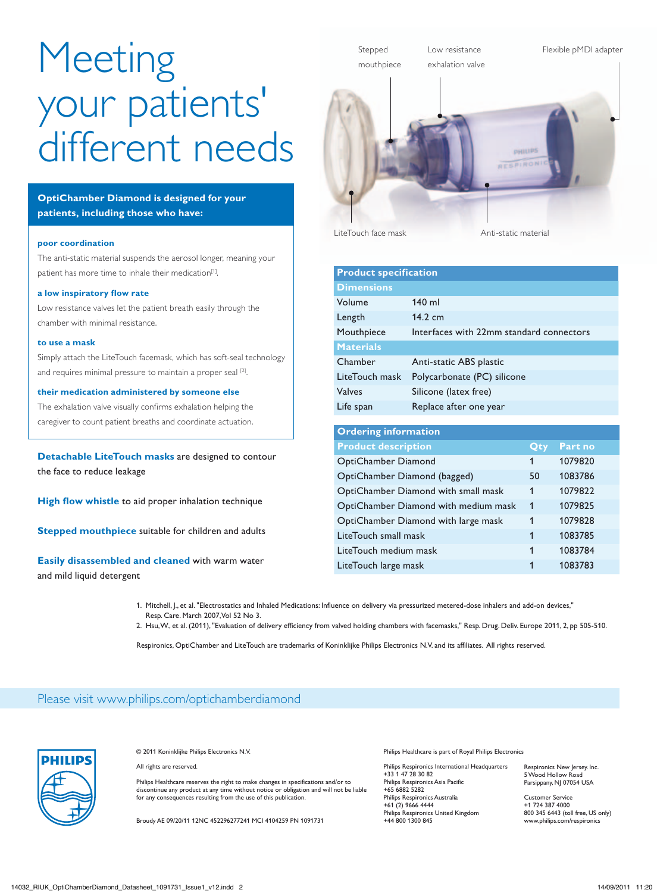# Meeting your patients' different needs

**OptiChamber Diamond is designed for your patients, including those who have:**

**poor coordination**

The anti-static material suspends the aerosol longer, meaning your patient has more time to inhale their medication[1].

**a low inspiratory flow rate**

Low resistance valves let the patient breath easily through the chamber with minimal resistance.

**to use a mask**

Simply attach the LiteTouch facemask, which has soft-seal technology and requires minimal pressure to maintain a proper seal [2].

**their medication administered by someone else**

The exhalation valve visually confirms exhalation helping the caregiver to count patient breaths and coordinate actuation.

**Detachable LiteTouch masks** are designed to contour the face to reduce leakage

**High flow whistle** to aid proper inhalation technique

**Stepped mouthpiece** suitable for children and adults

**Easily disassembled and cleaned** with warm water and mild liquid detergent

Stepped mouthpiece

Low resistance exhalation valve

Flexible pMDI adapter

LiteTouch face mask

Anti-static material

| Product specification | |
|---|---|
| **Dimensions** | |
| Volume | 140 ml |
| Length | 14.2 cm |
| Mouthpiece | Interfaces with 22mm standard connectors |
| **Materials** | |
| Chamber | Anti-static ABS plastic |
| LiteTouch mask | Polycarbonate (PC) silicone |
| Valves | Silicone (latex free) |
| Life span | Replace after one year |

**Ordering information**

| Product description | Qty | Part no |
|---|---|---|
| OptiChamber Diamond | 1 | 1079820 |
| OptiChamber Diamond (bagged) | 50 | 1083786 |
| OptiChamber Diamond with small mask | 1 | 1079822 |
| OptiChamber Diamond with medium mask | 1 | 1079825 |
| OptiChamber Diamond with large mask | 1 | 1079828 |
| LiteTouch small mask | 1 | 1083785 |
| LiteTouch medium mask | 1 | 1083784 |
| LiteTouch large mask | 1 | 1083783 |

1. Mitchell, J., et al. "Electrostatics and Inhaled Medications: Influence on delivery via pressurized metered-dose inhalers and add-on devices," Resp. Care. March 2007, Vol 52 No 3.
2. Hsu, W., et al. (2011), "Evaluation of delivery efficiency from valved holding chambers with facemasks," Resp. Drug. Deliv. Europe 2011, 2, pp 505-510.

Respironics, OptiChamber and LiteTouch are trademarks of Koninklijke Philips Electronics N.V. and its affiliates. All rights reserved.

Please visit www.philips.com/optichamberdiamond

PHILIPS

© 2011 Koninklijke Philips Electronics N.V.

All rights are reserved.

Philips Healthcare reserves the right to make changes in specifications and/or to discontinue any product at any time without notice or obligation and will not be liable for any consequences resulting from the use of this publication.

Broudy AE 09/20/11 12NC 452296277241 MCI 4104259 PN 1091731

Philips Healthcare is part of Royal Philips Electronics

Philips Respironics International Headquarters
+33 1 47 28 30 82
Philips Respironics Asia Pacific
+65 6882 5282
Philips Respironics Australia
+61 (2) 9666 4444
Philips Respironics United Kingdom
+44 800 1300 845

Respironics New Jersey. Inc.
5 Wood Hollow Road
Parsippany, NJ 07054 USA

Customer Service
+1 724 387 4000
800 345 6443 (toll free, US only)
www.philips.com/respironics